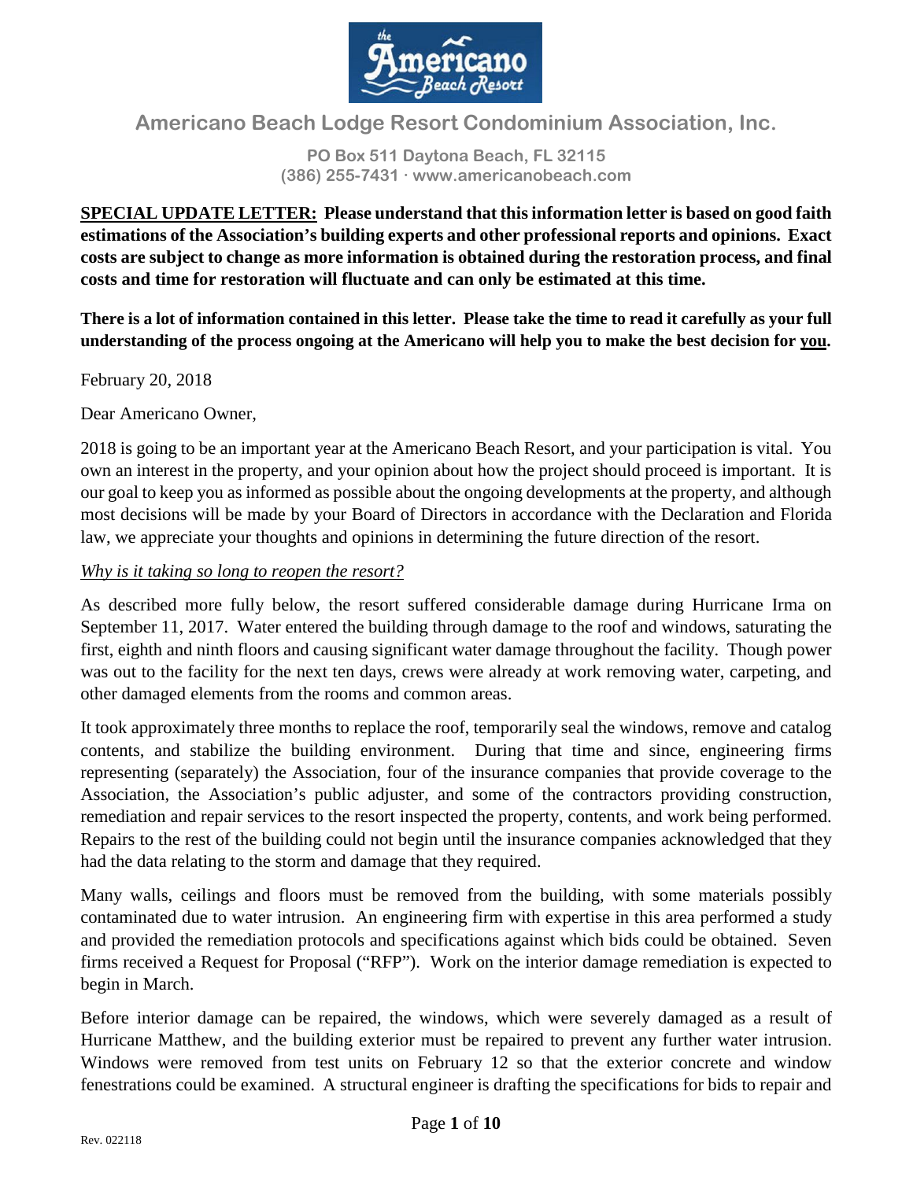## Americano Beach Lodge Resort Condominium Association, Inc.

PO Box 511 Daytona Beach, FL 32115
(386) 255-7431 · www.americanobeach.com

**SPECIAL UPDATE LETTER: Please understand that this information letter is based on good faith estimations of the Association's building experts and other professional reports and opinions. Exact costs are subject to change as more information is obtained during the restoration process, and final costs and time for restoration will fluctuate and can only be estimated at this time.**

**There is a lot of information contained in this letter. Please take the time to read it carefully as your full understanding of the process ongoing at the Americano will help you to make the best decision for you.**

February 20, 2018

Dear Americano Owner,

2018 is going to be an important year at the Americano Beach Resort, and your participation is vital. You own an interest in the property, and your opinion about how the project should proceed is important. It is our goal to keep you as informed as possible about the ongoing developments at the property, and although most decisions will be made by your Board of Directors in accordance with the Declaration and Florida law, we appreciate your thoughts and opinions in determining the future direction of the resort.

*Why is it taking so long to reopen the resort?*

As described more fully below, the resort suffered considerable damage during Hurricane Irma on September 11, 2017. Water entered the building through damage to the roof and windows, saturating the first, eighth and ninth floors and causing significant water damage throughout the facility. Though power was out to the facility for the next ten days, crews were already at work removing water, carpeting, and other damaged elements from the rooms and common areas.

It took approximately three months to replace the roof, temporarily seal the windows, remove and catalog contents, and stabilize the building environment. During that time and since, engineering firms representing (separately) the Association, four of the insurance companies that provide coverage to the Association, the Association's public adjuster, and some of the contractors providing construction, remediation and repair services to the resort inspected the property, contents, and work being performed. Repairs to the rest of the building could not begin until the insurance companies acknowledged that they had the data relating to the storm and damage that they required.

Many walls, ceilings and floors must be removed from the building, with some materials possibly contaminated due to water intrusion. An engineering firm with expertise in this area performed a study and provided the remediation protocols and specifications against which bids could be obtained. Seven firms received a Request for Proposal ("RFP"). Work on the interior damage remediation is expected to begin in March.

Before interior damage can be repaired, the windows, which were severely damaged as a result of Hurricane Matthew, and the building exterior must be repaired to prevent any further water intrusion. Windows were removed from test units on February 12 so that the exterior concrete and window fenestrations could be examined. A structural engineer is drafting the specifications for bids to repair and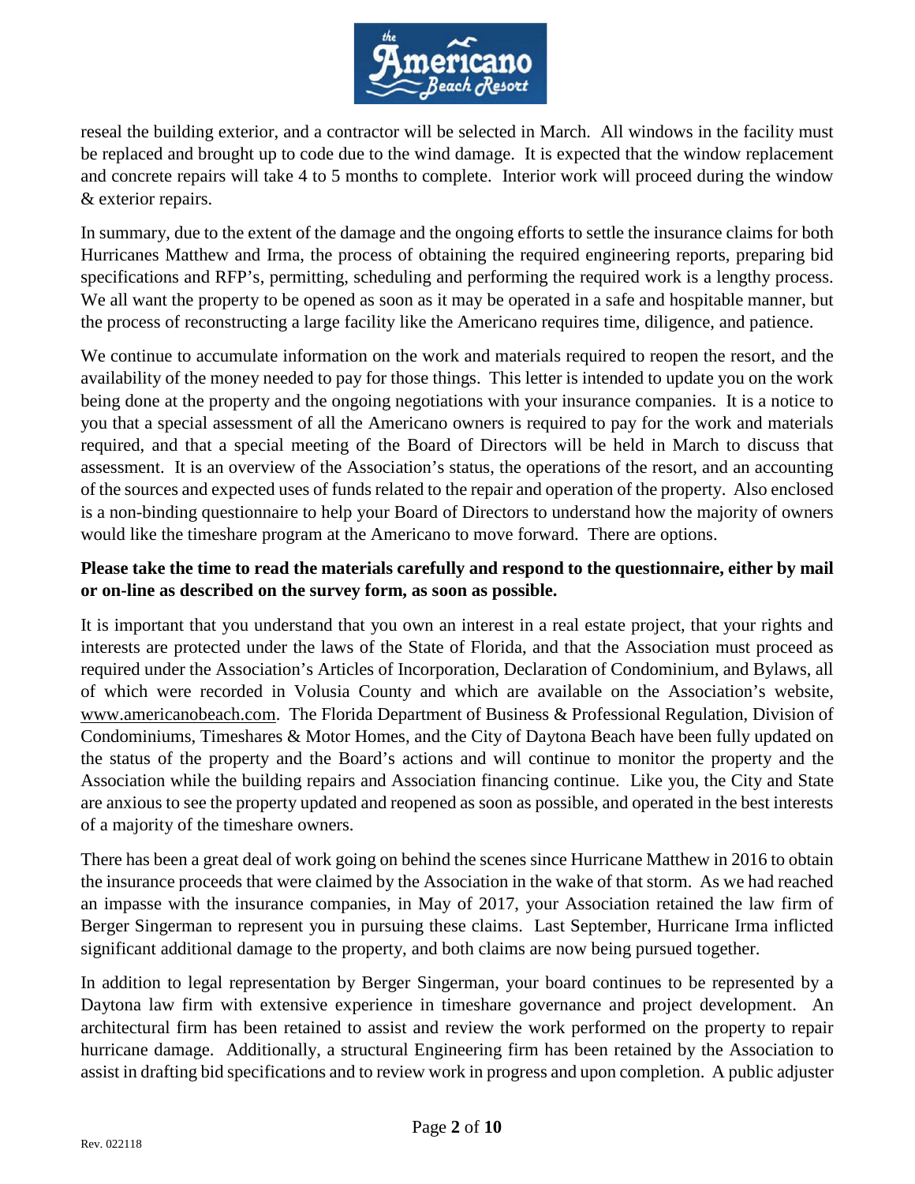reseal the building exterior, and a contractor will be selected in March. All windows in the facility must be replaced and brought up to code due to the wind damage. It is expected that the window replacement and concrete repairs will take 4 to 5 months to complete. Interior work will proceed during the window & exterior repairs.

In summary, due to the extent of the damage and the ongoing efforts to settle the insurance claims for both Hurricanes Matthew and Irma, the process of obtaining the required engineering reports, preparing bid specifications and RFP's, permitting, scheduling and performing the required work is a lengthy process. We all want the property to be opened as soon as it may be operated in a safe and hospitable manner, but the process of reconstructing a large facility like the Americano requires time, diligence, and patience.

We continue to accumulate information on the work and materials required to reopen the resort, and the availability of the money needed to pay for those things. This letter is intended to update you on the work being done at the property and the ongoing negotiations with your insurance companies. It is a notice to you that a special assessment of all the Americano owners is required to pay for the work and materials required, and that a special meeting of the Board of Directors will be held in March to discuss that assessment. It is an overview of the Association's status, the operations of the resort, and an accounting of the sources and expected uses of funds related to the repair and operation of the property. Also enclosed is a non-binding questionnaire to help your Board of Directors to understand how the majority of owners would like the timeshare program at the Americano to move forward. There are options.

**Please take the time to read the materials carefully and respond to the questionnaire, either by mail or on-line as described on the survey form, as soon as possible.**

It is important that you understand that you own an interest in a real estate project, that your rights and interests are protected under the laws of the State of Florida, and that the Association must proceed as required under the Association's Articles of Incorporation, Declaration of Condominium, and Bylaws, all of which were recorded in Volusia County and which are available on the Association's website, www.americanobeach.com. The Florida Department of Business & Professional Regulation, Division of Condominiums, Timeshares & Motor Homes, and the City of Daytona Beach have been fully updated on the status of the property and the Board's actions and will continue to monitor the property and the Association while the building repairs and Association financing continue. Like you, the City and State are anxious to see the property updated and reopened as soon as possible, and operated in the best interests of a majority of the timeshare owners.

There has been a great deal of work going on behind the scenes since Hurricane Matthew in 2016 to obtain the insurance proceeds that were claimed by the Association in the wake of that storm. As we had reached an impasse with the insurance companies, in May of 2017, your Association retained the law firm of Berger Singerman to represent you in pursuing these claims. Last September, Hurricane Irma inflicted significant additional damage to the property, and both claims are now being pursued together.

In addition to legal representation by Berger Singerman, your board continues to be represented by a Daytona law firm with extensive experience in timeshare governance and project development. An architectural firm has been retained to assist and review the work performed on the property to repair hurricane damage. Additionally, a structural Engineering firm has been retained by the Association to assist in drafting bid specifications and to review work in progress and upon completion. A public adjuster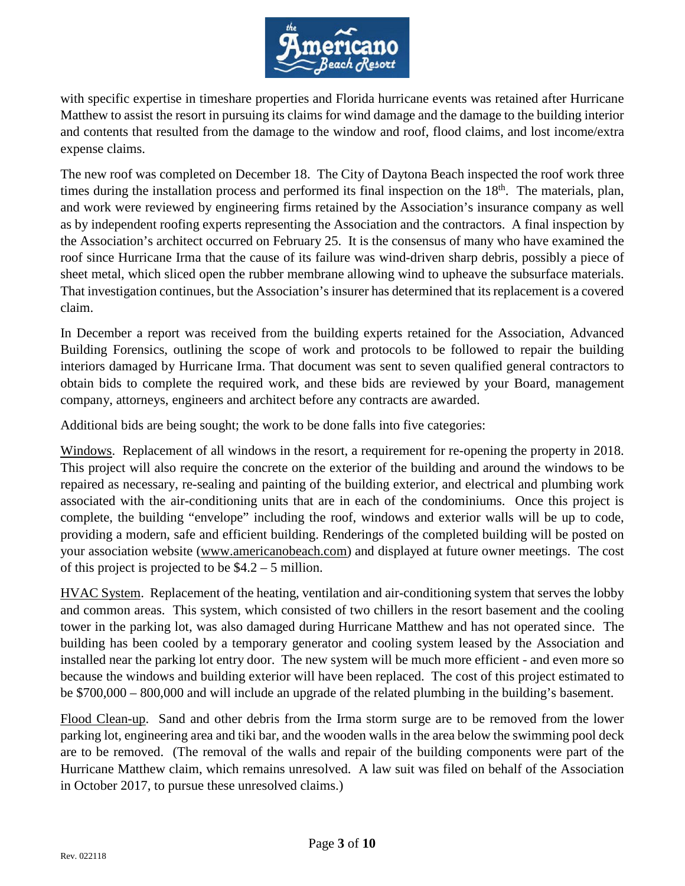with specific expertise in timeshare properties and Florida hurricane events was retained after Hurricane Matthew to assist the resort in pursuing its claims for wind damage and the damage to the building interior and contents that resulted from the damage to the window and roof, flood claims, and lost income/extra expense claims.

The new roof was completed on December 18. The City of Daytona Beach inspected the roof work three times during the installation process and performed its final inspection on the 18th. The materials, plan, and work were reviewed by engineering firms retained by the Association's insurance company as well as by independent roofing experts representing the Association and the contractors. A final inspection by the Association's architect occurred on February 25. It is the consensus of many who have examined the roof since Hurricane Irma that the cause of its failure was wind-driven sharp debris, possibly a piece of sheet metal, which sliced open the rubber membrane allowing wind to upheave the subsurface materials. That investigation continues, but the Association's insurer has determined that its replacement is a covered claim.

In December a report was received from the building experts retained for the Association, Advanced Building Forensics, outlining the scope of work and protocols to be followed to repair the building interiors damaged by Hurricane Irma. That document was sent to seven qualified general contractors to obtain bids to complete the required work, and these bids are reviewed by your Board, management company, attorneys, engineers and architect before any contracts are awarded.

Additional bids are being sought; the work to be done falls into five categories:

Windows. Replacement of all windows in the resort, a requirement for re-opening the property in 2018. This project will also require the concrete on the exterior of the building and around the windows to be repaired as necessary, re-sealing and painting of the building exterior, and electrical and plumbing work associated with the air-conditioning units that are in each of the condominiums. Once this project is complete, the building "envelope" including the roof, windows and exterior walls will be up to code, providing a modern, safe and efficient building. Renderings of the completed building will be posted on your association website (www.americanobeach.com) and displayed at future owner meetings. The cost of this project is projected to be $4.2 – 5 million.

HVAC System. Replacement of the heating, ventilation and air-conditioning system that serves the lobby and common areas. This system, which consisted of two chillers in the resort basement and the cooling tower in the parking lot, was also damaged during Hurricane Matthew and has not operated since. The building has been cooled by a temporary generator and cooling system leased by the Association and installed near the parking lot entry door. The new system will be much more efficient - and even more so because the windows and building exterior will have been replaced. The cost of this project estimated to be $700,000 – 800,000 and will include an upgrade of the related plumbing in the building's basement.

Flood Clean-up. Sand and other debris from the Irma storm surge are to be removed from the lower parking lot, engineering area and tiki bar, and the wooden walls in the area below the swimming pool deck are to be removed. (The removal of the walls and repair of the building components were part of the Hurricane Matthew claim, which remains unresolved. A law suit was filed on behalf of the Association in October 2017, to pursue these unresolved claims.)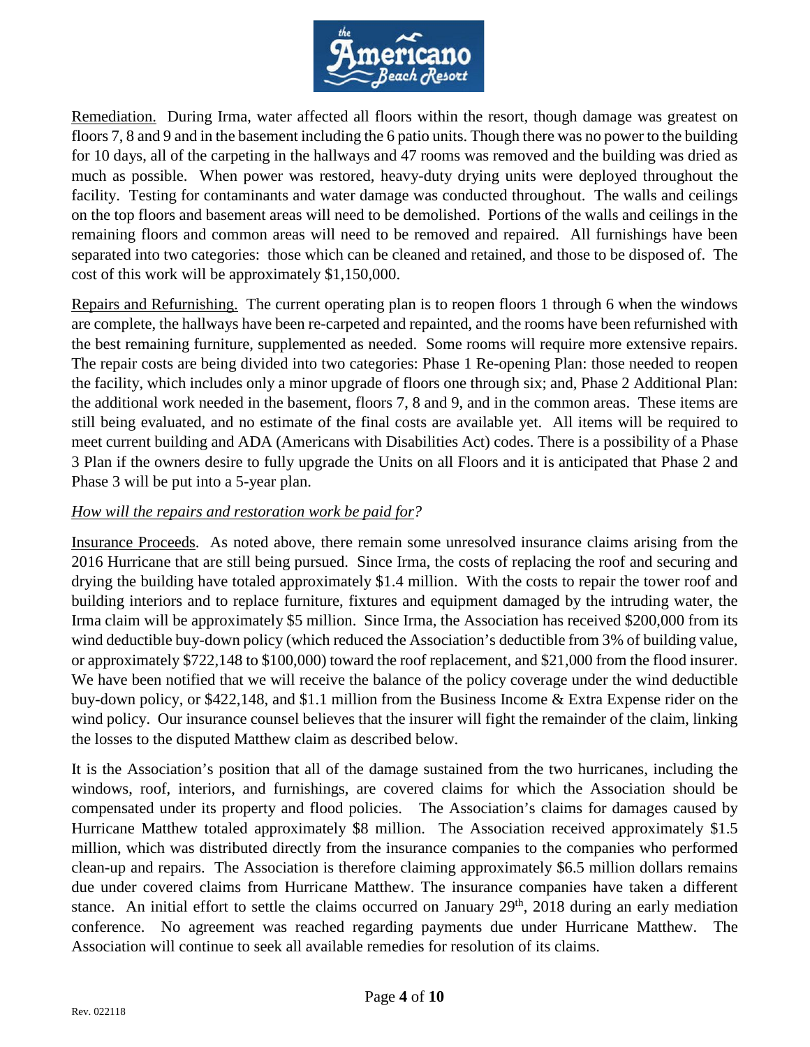Remediation. During Irma, water affected all floors within the resort, though damage was greatest on floors 7, 8 and 9 and in the basement including the 6 patio units. Though there was no power to the building for 10 days, all of the carpeting in the hallways and 47 rooms was removed and the building was dried as much as possible. When power was restored, heavy-duty drying units were deployed throughout the facility. Testing for contaminants and water damage was conducted throughout. The walls and ceilings on the top floors and basement areas will need to be demolished. Portions of the walls and ceilings in the remaining floors and common areas will need to be removed and repaired. All furnishings have been separated into two categories: those which can be cleaned and retained, and those to be disposed of. The cost of this work will be approximately $1,150,000.

Repairs and Refurnishing. The current operating plan is to reopen floors 1 through 6 when the windows are complete, the hallways have been re-carpeted and repainted, and the rooms have been refurnished with the best remaining furniture, supplemented as needed. Some rooms will require more extensive repairs. The repair costs are being divided into two categories: Phase 1 Re-opening Plan: those needed to reopen the facility, which includes only a minor upgrade of floors one through six; and, Phase 2 Additional Plan: the additional work needed in the basement, floors 7, 8 and 9, and in the common areas. These items are still being evaluated, and no estimate of the final costs are available yet. All items will be required to meet current building and ADA (Americans with Disabilities Act) codes. There is a possibility of a Phase 3 Plan if the owners desire to fully upgrade the Units on all Floors and it is anticipated that Phase 2 and Phase 3 will be put into a 5-year plan.

*How will the repairs and restoration work be paid for?*

Insurance Proceeds. As noted above, there remain some unresolved insurance claims arising from the 2016 Hurricane that are still being pursued. Since Irma, the costs of replacing the roof and securing and drying the building have totaled approximately $1.4 million. With the costs to repair the tower roof and building interiors and to replace furniture, fixtures and equipment damaged by the intruding water, the Irma claim will be approximately $5 million. Since Irma, the Association has received $200,000 from its wind deductible buy-down policy (which reduced the Association's deductible from 3% of building value, or approximately $722,148 to $100,000) toward the roof replacement, and $21,000 from the flood insurer. We have been notified that we will receive the balance of the policy coverage under the wind deductible buy-down policy, or $422,148, and $1.1 million from the Business Income & Extra Expense rider on the wind policy. Our insurance counsel believes that the insurer will fight the remainder of the claim, linking the losses to the disputed Matthew claim as described below.

It is the Association's position that all of the damage sustained from the two hurricanes, including the windows, roof, interiors, and furnishings, are covered claims for which the Association should be compensated under its property and flood policies. The Association's claims for damages caused by Hurricane Matthew totaled approximately $8 million. The Association received approximately $1.5 million, which was distributed directly from the insurance companies to the companies who performed clean-up and repairs. The Association is therefore claiming approximately $6.5 million dollars remains due under covered claims from Hurricane Matthew. The insurance companies have taken a different stance. An initial effort to settle the claims occurred on January 29th, 2018 during an early mediation conference. No agreement was reached regarding payments due under Hurricane Matthew. The Association will continue to seek all available remedies for resolution of its claims.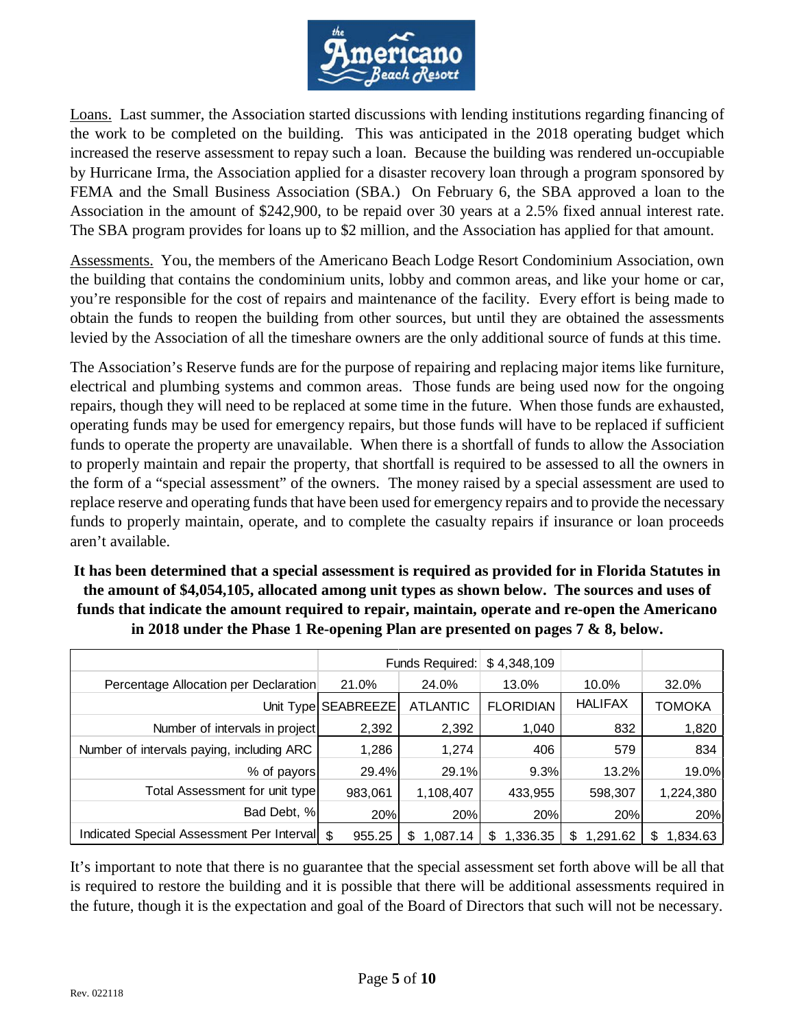Underline "Loans." etc. Logo is an image but no images detected; omit logo text? The logo contains "the Americano Beach Resort" — it's part of the image; omit.

Loans. Last summer, the Association started discussions with lending institutions regarding financing of the work to be completed on the building. This was anticipated in the 2018 operating budget which increased the reserve assessment to repay such a loan. Because the building was rendered un-occupiable by Hurricane Irma, the Association applied for a disaster recovery loan through a program sponsored by FEMA and the Small Business Association (SBA.) On February 6, the SBA approved a loan to the Association in the amount of $242,900, to be repaid over 30 years at a 2.5% fixed annual interest rate. The SBA program provides for loans up to $2 million, and the Association has applied for that amount.

Assessments. You, the members of the Americano Beach Lodge Resort Condominium Association, own the building that contains the condominium units, lobby and common areas, and like your home or car, you're responsible for the cost of repairs and maintenance of the facility. Every effort is being made to obtain the funds to reopen the building from other sources, but until they are obtained the assessments levied by the Association of all the timeshare owners are the only additional source of funds at this time.

The Association's Reserve funds are for the purpose of repairing and replacing major items like furniture, electrical and plumbing systems and common areas. Those funds are being used now for the ongoing repairs, though they will need to be replaced at some time in the future. When those funds are exhausted, operating funds may be used for emergency repairs, but those funds will have to be replaced if sufficient funds to operate the property are unavailable. When there is a shortfall of funds to allow the Association to properly maintain and repair the property, that shortfall is required to be assessed to all the owners in the form of a "special assessment" of the owners. The money raised by a special assessment are used to replace reserve and operating funds that have been used for emergency repairs and to provide the necessary funds to properly maintain, operate, and to complete the casualty repairs if insurance or loan proceeds aren't available.

**It has been determined that a special assessment is required as provided for in Florida Statutes in the amount of $4,054,105, allocated among unit types as shown below. The sources and uses of funds that indicate the amount required to repair, maintain, operate and re-open the Americano in 2018 under the Phase 1 Re-opening Plan are presented on pages 7 & 8, below.**

| | | Funds Required: | $ 4,348,109 | | |
|---|---|---|---|---|---|
| Percentage Allocation per Declaration | 21.0% | 24.0% | 13.0% | 10.0% | 32.0% |
| Unit Type | SEABREEZE | ATLANTIC | FLORIDIAN | HALIFAX | TOMOKA |
| Number of intervals in project | 2,392 | 2,392 | 1,040 | 832 | 1,820 |
| Number of intervals paying, including ARC | 1,286 | 1,274 | 406 | 579 | 834 |
| % of payors | 29.4% | 29.1% | 9.3% | 13.2% | 19.0% |
| Total Assessment for unit type | 983,061 | 1,108,407 | 433,955 | 598,307 | 1,224,380 |
| Bad Debt, % | 20% | 20% | 20% | 20% | 20% |
| Indicated Special Assessment Per Interval | $ 955.25 | $ 1,087.14 | $ 1,336.35 | $ 1,291.62 | $ 1,834.63 |

It's important to note that there is no guarantee that the special assessment set forth above will be all that is required to restore the building and it is possible that there will be additional assessments required in the future, though it is the expectation and goal of the Board of Directors that such will not be necessary.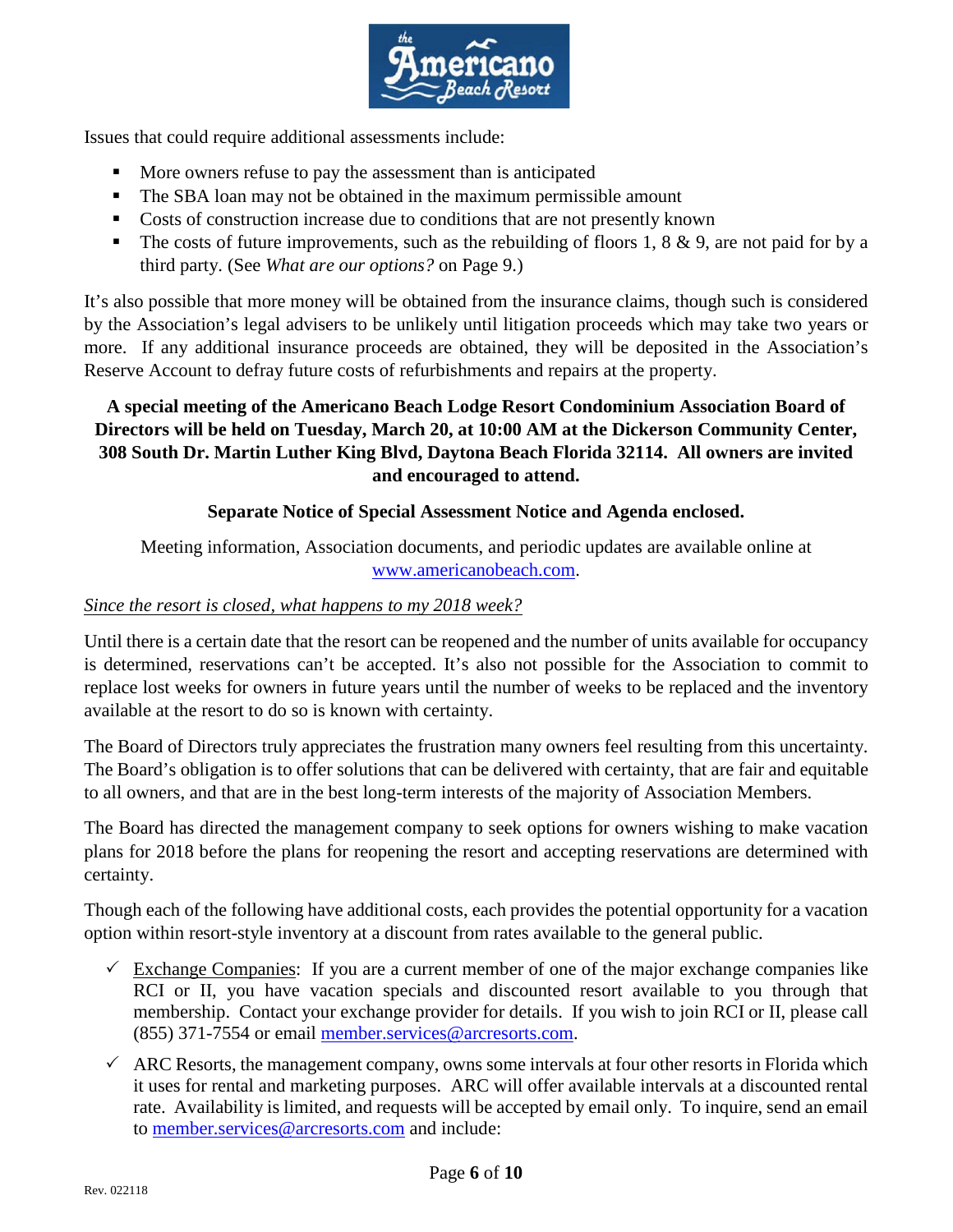Issues that could require additional assessments include:

- More owners refuse to pay the assessment than is anticipated
- The SBA loan may not be obtained in the maximum permissible amount
- Costs of construction increase due to conditions that are not presently known
- The costs of future improvements, such as the rebuilding of floors 1, 8 & 9, are not paid for by a third party. (See *What are our options?* on Page 9.)

It's also possible that more money will be obtained from the insurance claims, though such is considered by the Association's legal advisers to be unlikely until litigation proceeds which may take two years or more. If any additional insurance proceeds are obtained, they will be deposited in the Association's Reserve Account to defray future costs of refurbishments and repairs at the property.

**A special meeting of the Americano Beach Lodge Resort Condominium Association Board of Directors will be held on Tuesday, March 20, at 10:00 AM at the Dickerson Community Center, 308 South Dr. Martin Luther King Blvd, Daytona Beach Florida 32114. All owners are invited and encouraged to attend.**

**Separate Notice of Special Assessment Notice and Agenda enclosed.**

Meeting information, Association documents, and periodic updates are available online at www.americanobeach.com.

*Since the resort is closed, what happens to my 2018 week?*

Until there is a certain date that the resort can be reopened and the number of units available for occupancy is determined, reservations can't be accepted. It's also not possible for the Association to commit to replace lost weeks for owners in future years until the number of weeks to be replaced and the inventory available at the resort to do so is known with certainty.

The Board of Directors truly appreciates the frustration many owners feel resulting from this uncertainty. The Board's obligation is to offer solutions that can be delivered with certainty, that are fair and equitable to all owners, and that are in the best long-term interests of the majority of Association Members.

The Board has directed the management company to seek options for owners wishing to make vacation plans for 2018 before the plans for reopening the resort and accepting reservations are determined with certainty.

Though each of the following have additional costs, each provides the potential opportunity for a vacation option within resort-style inventory at a discount from rates available to the general public.

- ✓ Exchange Companies: If you are a current member of one of the major exchange companies like RCI or II, you have vacation specials and discounted resort available to you through that membership. Contact your exchange provider for details. If you wish to join RCI or II, please call (855) 371-7554 or email member.services@arcresorts.com.
- ✓ ARC Resorts, the management company, owns some intervals at four other resorts in Florida which it uses for rental and marketing purposes. ARC will offer available intervals at a discounted rental rate. Availability is limited, and requests will be accepted by email only. To inquire, send an email to member.services@arcresorts.com and include: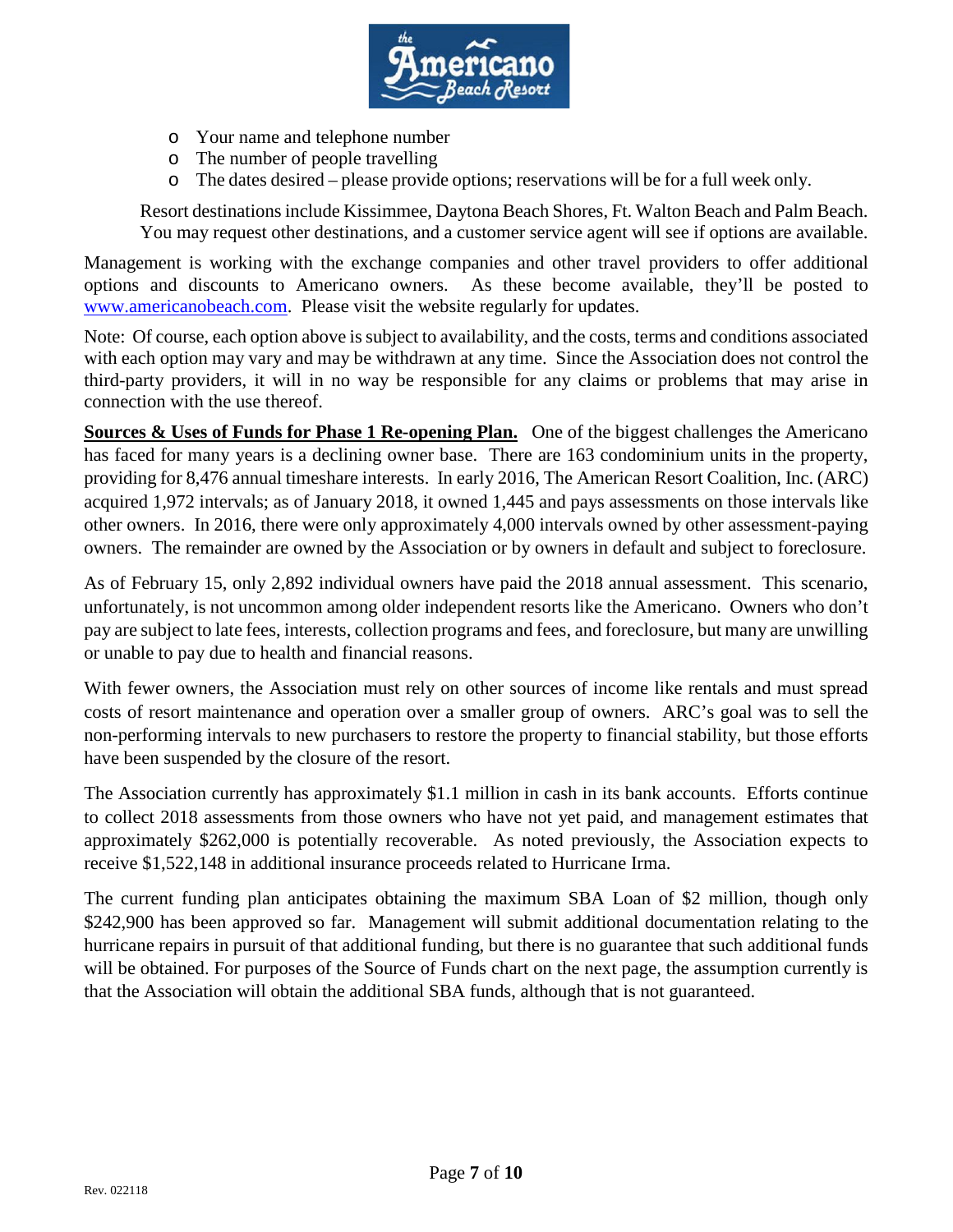- Your name and telephone number
- The number of people travelling
- The dates desired – please provide options; reservations will be for a full week only.

Resort destinations include Kissimmee, Daytona Beach Shores, Ft. Walton Beach and Palm Beach. You may request other destinations, and a customer service agent will see if options are available.

Management is working with the exchange companies and other travel providers to offer additional options and discounts to Americano owners. As these become available, they'll be posted to [www.americanobeach.com](http://www.americanobeach.com). Please visit the website regularly for updates.

Note: Of course, each option above is subject to availability, and the costs, terms and conditions associated with each option may vary and may be withdrawn at any time. Since the Association does not control the third-party providers, it will in no way be responsible for any claims or problems that may arise in connection with the use thereof.

**Sources & Uses of Funds for Phase 1 Re-opening Plan.** One of the biggest challenges the Americano has faced for many years is a declining owner base. There are 163 condominium units in the property, providing for 8,476 annual timeshare interests. In early 2016, The American Resort Coalition, Inc. (ARC) acquired 1,972 intervals; as of January 2018, it owned 1,445 and pays assessments on those intervals like other owners. In 2016, there were only approximately 4,000 intervals owned by other assessment-paying owners. The remainder are owned by the Association or by owners in default and subject to foreclosure.

As of February 15, only 2,892 individual owners have paid the 2018 annual assessment. This scenario, unfortunately, is not uncommon among older independent resorts like the Americano. Owners who don't pay are subject to late fees, interests, collection programs and fees, and foreclosure, but many are unwilling or unable to pay due to health and financial reasons.

With fewer owners, the Association must rely on other sources of income like rentals and must spread costs of resort maintenance and operation over a smaller group of owners. ARC's goal was to sell the non-performing intervals to new purchasers to restore the property to financial stability, but those efforts have been suspended by the closure of the resort.

The Association currently has approximately $1.1 million in cash in its bank accounts. Efforts continue to collect 2018 assessments from those owners who have not yet paid, and management estimates that approximately $262,000 is potentially recoverable. As noted previously, the Association expects to receive $1,522,148 in additional insurance proceeds related to Hurricane Irma.

The current funding plan anticipates obtaining the maximum SBA Loan of $2 million, though only $242,900 has been approved so far. Management will submit additional documentation relating to the hurricane repairs in pursuit of that additional funding, but there is no guarantee that such additional funds will be obtained. For purposes of the Source of Funds chart on the next page, the assumption currently is that the Association will obtain the additional SBA funds, although that is not guaranteed.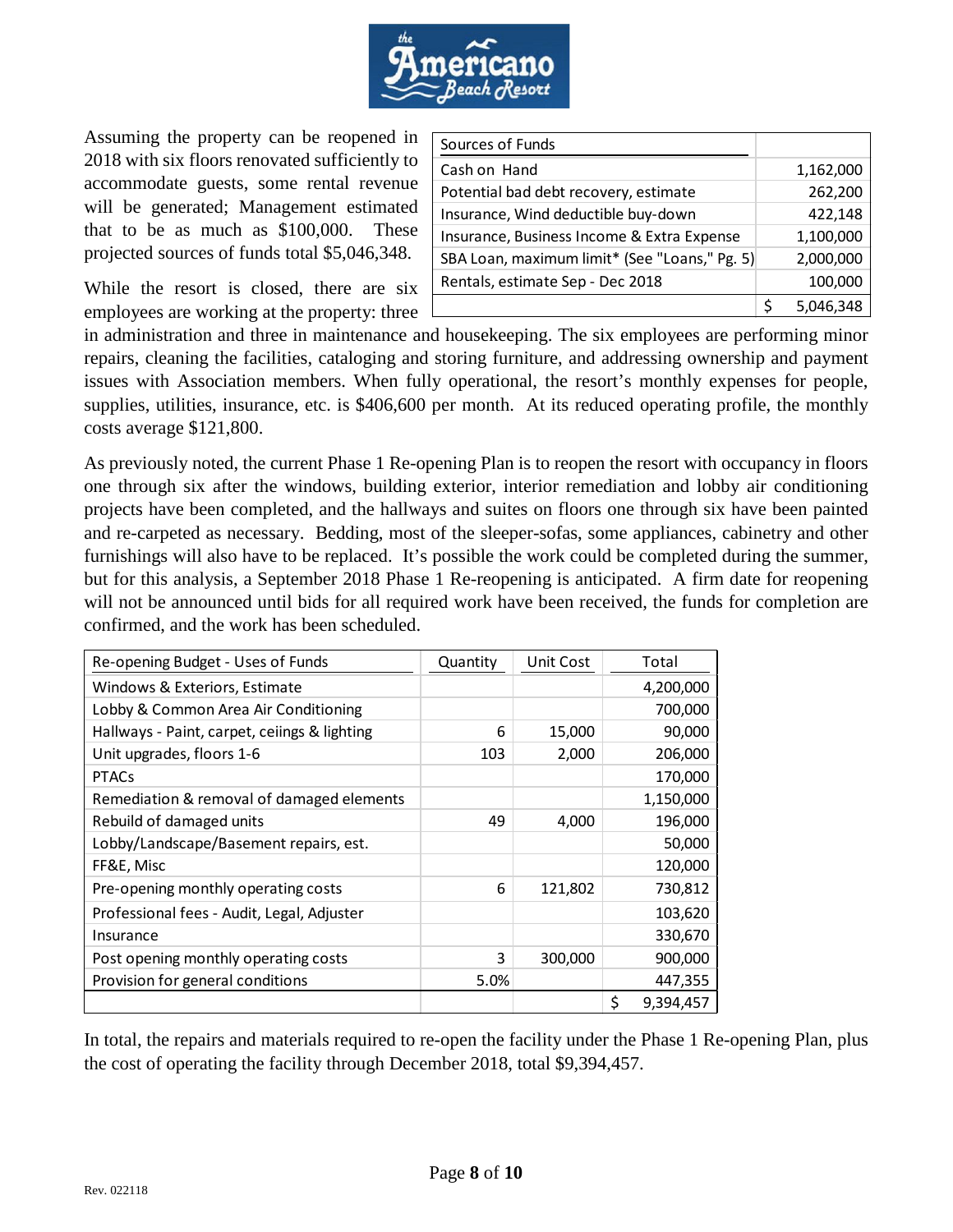Assuming the property can be reopened in 2018 with six floors renovated sufficiently to accommodate guests, some rental revenue will be generated; Management estimated that to be as much as $100,000. These projected sources of funds total $5,046,348.

| Sources of Funds | |
|---|---|
| Cash on Hand | 1,162,000 |
| Potential bad debt recovery, estimate | 262,200 |
| Insurance, Wind deductible buy-down | 422,148 |
| Insurance, Business Income & Extra Expense | 1,100,000 |
| SBA Loan, maximum limit* (See "Loans," Pg. 5) | 2,000,000 |
| Rentals, estimate Sep - Dec 2018 | 100,000 |
| | $ 5,046,348 |

While the resort is closed, there are six employees are working at the property: three in administration and three in maintenance and housekeeping. The six employees are performing minor repairs, cleaning the facilities, cataloging and storing furniture, and addressing ownership and payment issues with Association members. When fully operational, the resort's monthly expenses for people, supplies, utilities, insurance, etc. is $406,600 per month. At its reduced operating profile, the monthly costs average $121,800.

As previously noted, the current Phase 1 Re-opening Plan is to reopen the resort with occupancy in floors one through six after the windows, building exterior, interior remediation and lobby air conditioning projects have been completed, and the hallways and suites on floors one through six have been painted and re-carpeted as necessary. Bedding, most of the sleeper-sofas, some appliances, cabinetry and other furnishings will also have to be replaced. It's possible the work could be completed during the summer, but for this analysis, a September 2018 Phase 1 Re-reopening is anticipated. A firm date for reopening will not be announced until bids for all required work have been received, the funds for completion are confirmed, and the work has been scheduled.

| Re-opening Budget - Uses of Funds | Quantity | Unit Cost | Total |
|---|---|---|---|
| Windows & Exteriors, Estimate | | | 4,200,000 |
| Lobby & Common Area Air Conditioning | | | 700,000 |
| Hallways - Paint, carpet, ceiings & lighting | 6 | 15,000 | 90,000 |
| Unit upgrades, floors 1-6 | 103 | 2,000 | 206,000 |
| PTACs | | | 170,000 |
| Remediation & removal of damaged elements | | | 1,150,000 |
| Rebuild of damaged units | 49 | 4,000 | 196,000 |
| Lobby/Landscape/Basement repairs, est. | | | 50,000 |
| FF&E, Misc | | | 120,000 |
| Pre-opening monthly operating costs | 6 | 121,802 | 730,812 |
| Professional fees - Audit, Legal, Adjuster | | | 103,620 |
| Insurance | | | 330,670 |
| Post opening monthly operating costs | 3 | 300,000 | 900,000 |
| Provision for general conditions | 5.0% | | 447,355 |
| | | | $ 9,394,457 |

In total, the repairs and materials required to re-open the facility under the Phase 1 Re-opening Plan, plus the cost of operating the facility through December 2018, total $9,394,457.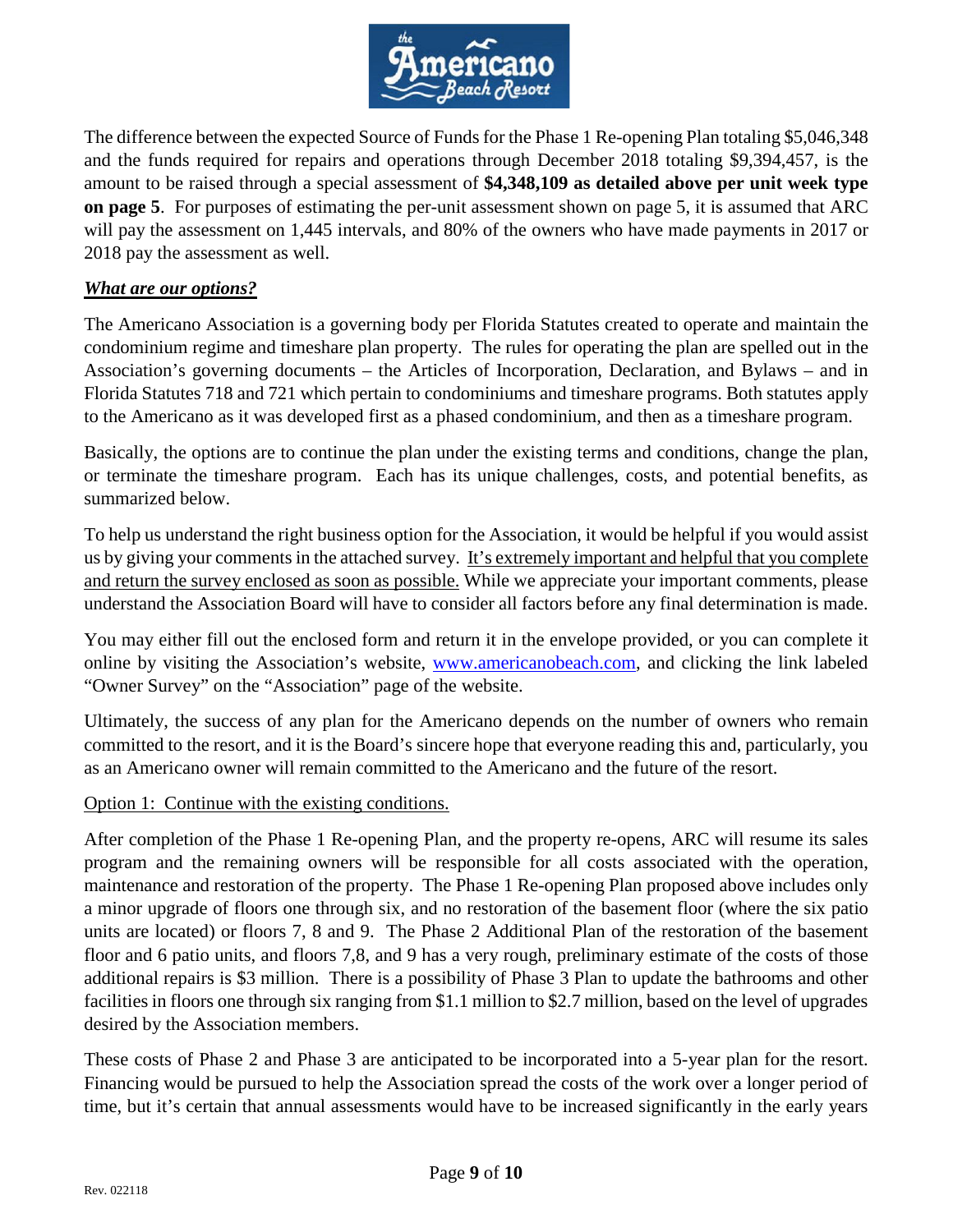The difference between the expected Source of Funds for the Phase 1 Re-opening Plan totaling $5,046,348 and the funds required for repairs and operations through December 2018 totaling $9,394,457, is the amount to be raised through a special assessment of **$4,348,109 as detailed above per unit week type on page 5**. For purposes of estimating the per-unit assessment shown on page 5, it is assumed that ARC will pay the assessment on 1,445 intervals, and 80% of the owners who have made payments in 2017 or 2018 pay the assessment as well.

***What are our options?***

The Americano Association is a governing body per Florida Statutes created to operate and maintain the condominium regime and timeshare plan property. The rules for operating the plan are spelled out in the Association's governing documents – the Articles of Incorporation, Declaration, and Bylaws – and in Florida Statutes 718 and 721 which pertain to condominiums and timeshare programs. Both statutes apply to the Americano as it was developed first as a phased condominium, and then as a timeshare program.

Basically, the options are to continue the plan under the existing terms and conditions, change the plan, or terminate the timeshare program. Each has its unique challenges, costs, and potential benefits, as summarized below.

To help us understand the right business option for the Association, it would be helpful if you would assist us by giving your comments in the attached survey. It's extremely important and helpful that you complete and return the survey enclosed as soon as possible. While we appreciate your important comments, please understand the Association Board will have to consider all factors before any final determination is made.

You may either fill out the enclosed form and return it in the envelope provided, or you can complete it online by visiting the Association's website, www.americanobeach.com, and clicking the link labeled "Owner Survey" on the "Association" page of the website.

Ultimately, the success of any plan for the Americano depends on the number of owners who remain committed to the resort, and it is the Board's sincere hope that everyone reading this and, particularly, you as an Americano owner will remain committed to the Americano and the future of the resort.

Option 1: Continue with the existing conditions.

After completion of the Phase 1 Re-opening Plan, and the property re-opens, ARC will resume its sales program and the remaining owners will be responsible for all costs associated with the operation, maintenance and restoration of the property. The Phase 1 Re-opening Plan proposed above includes only a minor upgrade of floors one through six, and no restoration of the basement floor (where the six patio units are located) or floors 7, 8 and 9. The Phase 2 Additional Plan of the restoration of the basement floor and 6 patio units, and floors 7,8, and 9 has a very rough, preliminary estimate of the costs of those additional repairs is $3 million. There is a possibility of Phase 3 Plan to update the bathrooms and other facilities in floors one through six ranging from $1.1 million to $2.7 million, based on the level of upgrades desired by the Association members.

These costs of Phase 2 and Phase 3 are anticipated to be incorporated into a 5-year plan for the resort. Financing would be pursued to help the Association spread the costs of the work over a longer period of time, but it's certain that annual assessments would have to be increased significantly in the early years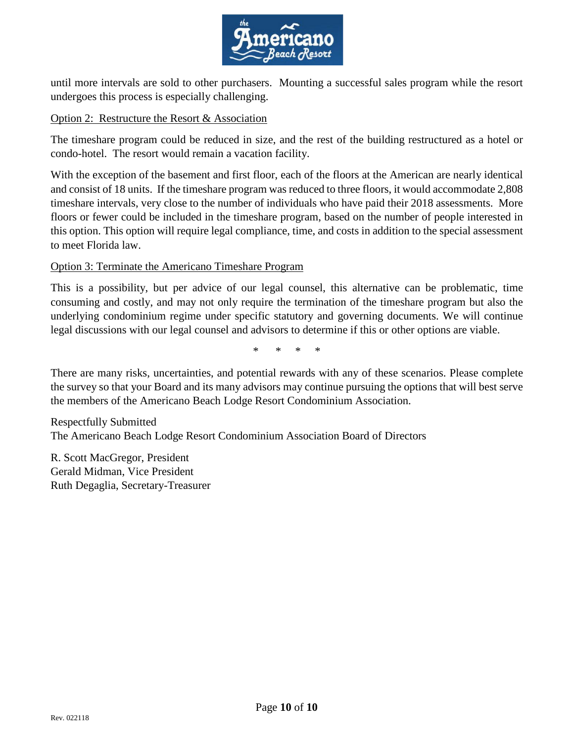until more intervals are sold to other purchasers. Mounting a successful sales program while the resort undergoes this process is especially challenging.

Option 2: Restructure the Resort & Association

The timeshare program could be reduced in size, and the rest of the building restructured as a hotel or condo-hotel. The resort would remain a vacation facility.

With the exception of the basement and first floor, each of the floors at the American are nearly identical and consist of 18 units. If the timeshare program was reduced to three floors, it would accommodate 2,808 timeshare intervals, very close to the number of individuals who have paid their 2018 assessments. More floors or fewer could be included in the timeshare program, based on the number of people interested in this option. This option will require legal compliance, time, and costs in addition to the special assessment to meet Florida law.

Option 3: Terminate the Americano Timeshare Program

This is a possibility, but per advice of our legal counsel, this alternative can be problematic, time consuming and costly, and may not only require the termination of the timeshare program but also the underlying condominium regime under specific statutory and governing documents. We will continue legal discussions with our legal counsel and advisors to determine if this or other options are viable.

\*   \*   \*   \*

There are many risks, uncertainties, and potential rewards with any of these scenarios. Please complete the survey so that your Board and its many advisors may continue pursuing the options that will best serve the members of the Americano Beach Lodge Resort Condominium Association.

Respectfully Submitted
The Americano Beach Lodge Resort Condominium Association Board of Directors

R. Scott MacGregor, President
Gerald Midman, Vice President
Ruth Degaglia, Secretary-Treasurer

Rev. 022118